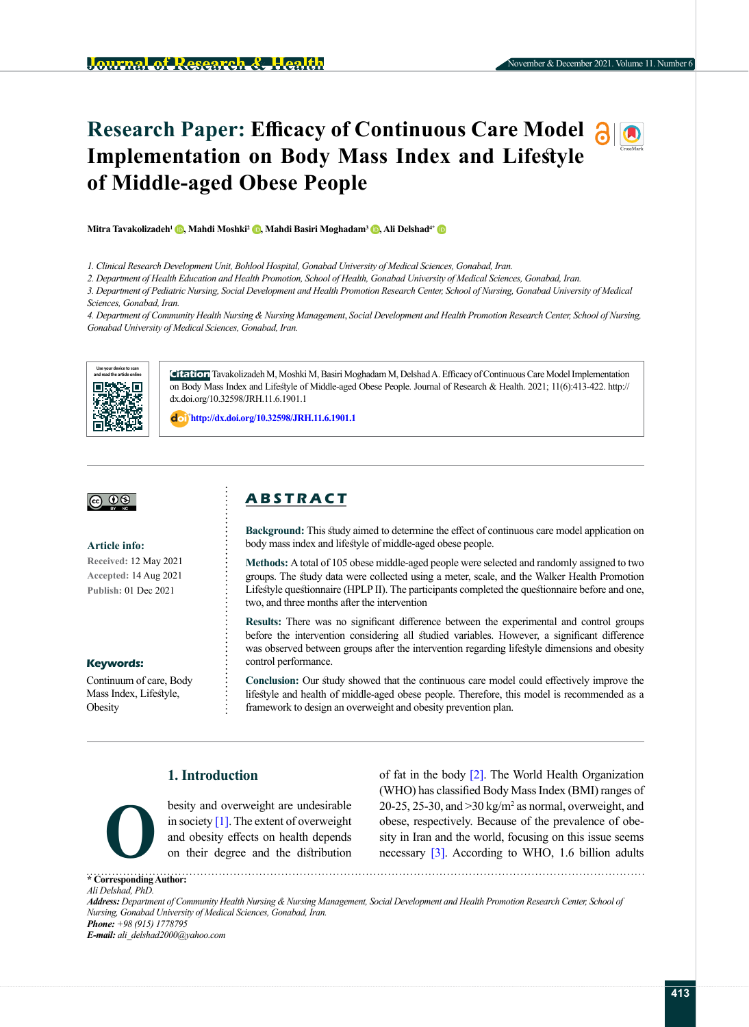# Research Paper: Efficacy of Continuous Care Model Implementation on Body Mass Index and Lifestyle of Middle-aged Obese People

**Mitra Tavakolizadeh[1], Mahdi Moshki[2], Mahdi Basiri Moghadam[3], Ali Delshad[4*]**

*1. Clinical Research Development Unit, Bohlool Hospital, Gonabad University of Medical Sciences, Gonabad, Iran.*
*2. Department of Health Education and Health Promotion, School of Health, Gonabad University of Medical Sciences, Gonabad, Iran.*
*3. Department of Pediatric Nursing, Social Development and Health Promotion Research Center, School of Nursing, Gonabad University of Medical Sciences, Gonabad, Iran.*
*4. Department of Community Health Nursing & Nursing Management, Social Development and Health Promotion Research Center, School of Nursing, Gonabad University of Medical Sciences, Gonabad, Iran.*

**Citation** Tavakolizadeh M, Moshki M, Basiri Moghadam M, Delshad A. Efficacy of Continuous Care Model Implementation on Body Mass Index and Lifestyle of Middle-aged Obese People. Journal of Research & Health. 2021; 11(6):413-422. http://dx.doi.org/10.32598/JRH.11.6.1901.1

http://dx.doi.org/10.32598/JRH.11.6.1901.1

**Article info:**
Received: 12 May 2021
Accepted: 14 Aug 2021
Publish: 01 Dec 2021

**Keywords:**
Continuum of care, Body Mass Index, Lifestyle, Obesity

## ABSTRACT

**Background:** This study aimed to determine the effect of continuous care model application on body mass index and lifestyle of middle-aged obese people.

**Methods:** A total of 105 obese middle-aged people were selected and randomly assigned to two groups. The study data were collected using a meter, scale, and the Walker Health Promotion Lifestyle questionnaire (HPLP II). The participants completed the questionnaire before and one, two, and three months after the intervention

**Results:** There was no significant difference between the experimental and control groups before the intervention considering all studied variables. However, a significant difference was observed between groups after the intervention regarding lifestyle dimensions and obesity control performance.

**Conclusion:** Our study showed that the continuous care model could effectively improve the lifestyle and health of middle-aged obese people. Therefore, this model is recommended as a framework to design an overweight and obesity prevention plan.

## 1. Introduction

Obesity and overweight are undesirable in society [1]. The extent of overweight and obesity effects on health depends on their degree and the distribution of fat in the body [2]. The World Health Organization (WHO) has classified Body Mass Index (BMI) ranges of 20-25, 25-30, and >30 kg/m$^2$ as normal, overweight, and obese, respectively. Because of the prevalence of obesity in Iran and the world, focusing on this issue seems necessary [3]. According to WHO, 1.6 billion adults

**\* Corresponding Author:**
*Ali Delshad, PhD.*
***Address:*** *Department of Community Health Nursing & Nursing Management, Social Development and Health Promotion Research Center, School of Nursing, Gonabad University of Medical Sciences, Gonabad, Iran.*
***Phone:*** *+98 (915) 1778795*
***E-mail:*** *ali_delshad2000@yahoo.com*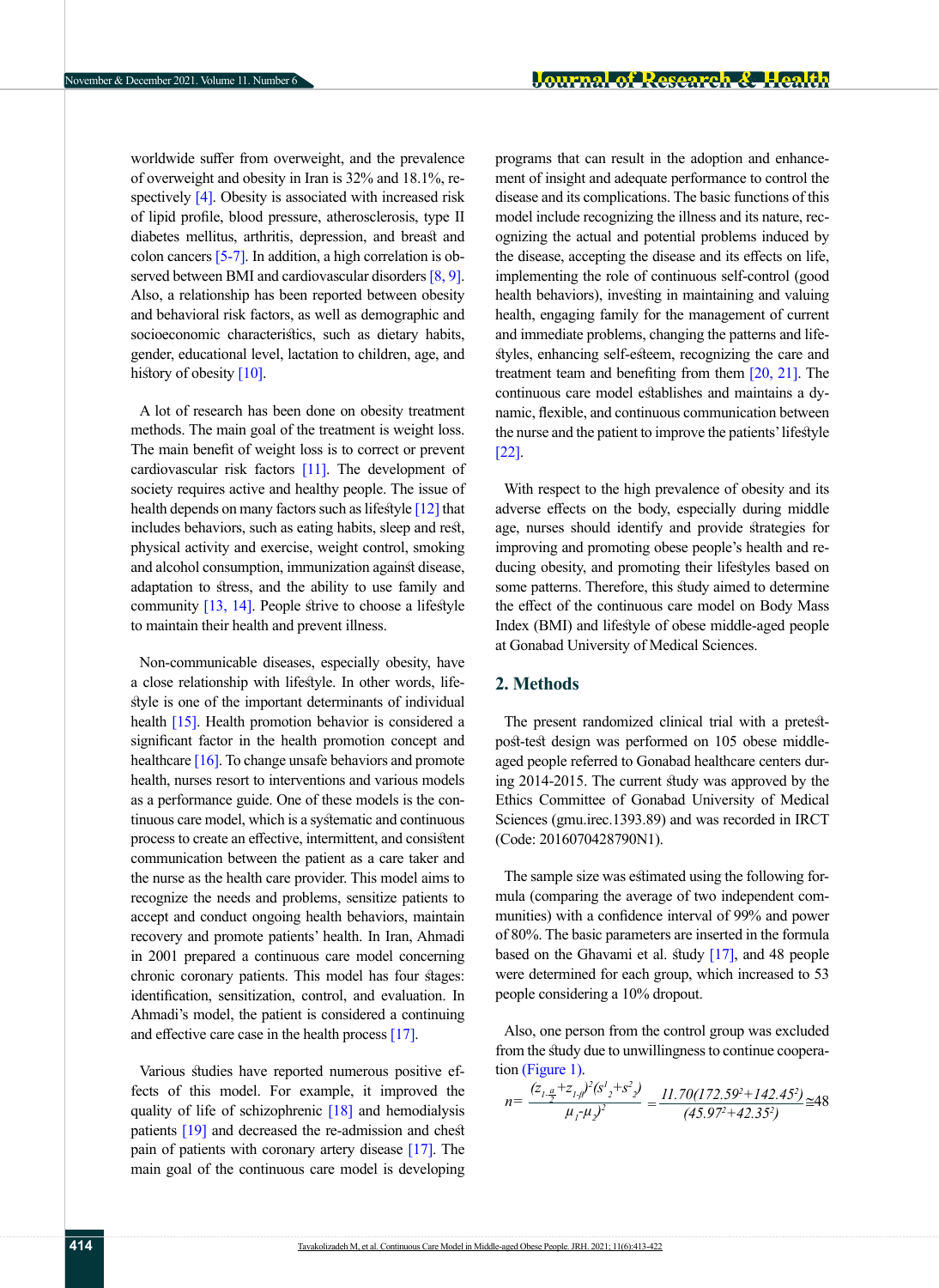worldwide suffer from overweight, and the prevalence of overweight and obesity in Iran is 32% and 18.1%, respectively [4]. Obesity is associated with increased risk of lipid profile, blood pressure, atherosclerosis, type II diabetes mellitus, arthritis, depression, and breast and colon cancers [5-7]. In addition, a high correlation is observed between BMI and cardiovascular disorders [8, 9]. Also, a relationship has been reported between obesity and behavioral risk factors, as well as demographic and socioeconomic characteristics, such as dietary habits, gender, educational level, lactation to children, age, and history of obesity [10].

A lot of research has been done on obesity treatment methods. The main goal of the treatment is weight loss. The main benefit of weight loss is to correct or prevent cardiovascular risk factors [11]. The development of society requires active and healthy people. The issue of health depends on many factors such as lifestyle [12] that includes behaviors, such as eating habits, sleep and rest, physical activity and exercise, weight control, smoking and alcohol consumption, immunization against disease, adaptation to stress, and the ability to use family and community [13, 14]. People strive to choose a lifestyle to maintain their health and prevent illness.

Non-communicable diseases, especially obesity, have a close relationship with lifestyle. In other words, lifestyle is one of the important determinants of individual health [15]. Health promotion behavior is considered a significant factor in the health promotion concept and healthcare [16]. To change unsafe behaviors and promote health, nurses resort to interventions and various models as a performance guide. One of these models is the continuous care model, which is a systematic and continuous process to create an effective, intermittent, and consistent communication between the patient as a care taker and the nurse as the health care provider. This model aims to recognize the needs and problems, sensitize patients to accept and conduct ongoing health behaviors, maintain recovery and promote patients' health. In Iran, Ahmadi in 2001 prepared a continuous care model concerning chronic coronary patients. This model has four stages: identification, sensitization, control, and evaluation. In Ahmadi's model, the patient is considered a continuing and effective care case in the health process [17].

Various studies have reported numerous positive effects of this model. For example, it improved the quality of life of schizophrenic [18] and hemodialysis patients [19] and decreased the re-admission and chest pain of patients with coronary artery disease [17]. The main goal of the continuous care model is developing programs that can result in the adoption and enhancement of insight and adequate performance to control the disease and its complications. The basic functions of this model include recognizing the illness and its nature, recognizing the actual and potential problems induced by the disease, accepting the disease and its effects on life, implementing the role of continuous self-control (good health behaviors), investing in maintaining and valuing health, engaging family for the management of current and immediate problems, changing the patterns and lifestyles, enhancing self-esteem, recognizing the care and treatment team and benefiting from them [20, 21]. The continuous care model establishes and maintains a dynamic, flexible, and continuous communication between the nurse and the patient to improve the patients' lifestyle [22].

With respect to the high prevalence of obesity and its adverse effects on the body, especially during middle age, nurses should identify and provide strategies for improving and promoting obese people's health and reducing obesity, and promoting their lifestyles based on some patterns. Therefore, this study aimed to determine the effect of the continuous care model on Body Mass Index (BMI) and lifestyle of obese middle-aged people at Gonabad University of Medical Sciences.

## 2. Methods

The present randomized clinical trial with a pretest-post-test design was performed on 105 obese middle-aged people referred to Gonabad healthcare centers during 2014-2015. The current study was approved by the Ethics Committee of Gonabad University of Medical Sciences (gmu.irec.1393.89) and was recorded in IRCT (Code: 2016070428790N1).

The sample size was estimated using the following formula (comparing the average of two independent communities) with a confidence interval of 99% and power of 80%. The basic parameters are inserted in the formula based on the Ghavami et al. study [17], and 48 people were determined for each group, which increased to 53 people considering a 10% dropout.

Also, one person from the control group was excluded from the study due to unwillingness to continue cooperation (Figure 1).

$$n=\frac{(z_{1-\frac{\alpha}{2}}+z_{1-\beta})^2(s^1{}_2+s^2{}_2)}{\mu_1-\mu_2)^2}=\frac{11.70(172.59^2+142.45^2)}{(45.97^2+42.35^2)}\cong 48$$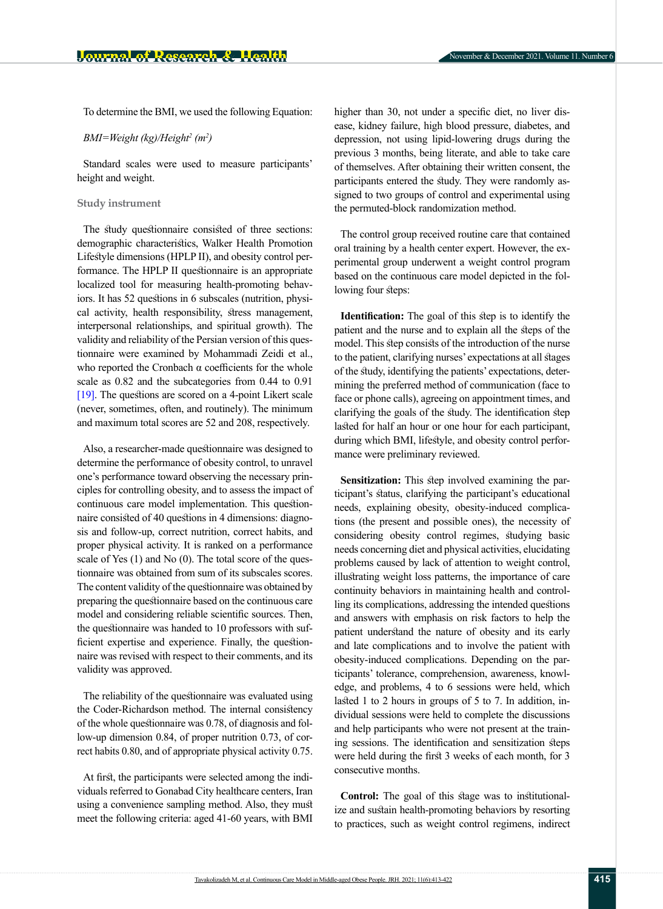To determine the BMI, we used the following Equation:

$$BMI=Weight\ (kg)/Height^2\ (m^2)$$

Standard scales were used to measure participants' height and weight.

### Study instrument

The study questionnaire consisted of three sections: demographic characteristics, Walker Health Promotion Lifestyle dimensions (HPLP II), and obesity control performance. The HPLP II questionnaire is an appropriate localized tool for measuring health-promoting behaviors. It has 52 questions in 6 subscales (nutrition, physical activity, health responsibility, stress management, interpersonal relationships, and spiritual growth). The validity and reliability of the Persian version of this questionnaire were examined by Mohammadi Zeidi et al., who reported the Cronbach α coefficients for the whole scale as 0.82 and the subcategories from 0.44 to 0.91 [19]. The questions are scored on a 4-point Likert scale (never, sometimes, often, and routinely). The minimum and maximum total scores are 52 and 208, respectively.

Also, a researcher-made questionnaire was designed to determine the performance of obesity control, to unravel one's performance toward observing the necessary principles for controlling obesity, and to assess the impact of continuous care model implementation. This questionnaire consisted of 40 questions in 4 dimensions: diagnosis and follow-up, correct nutrition, correct habits, and proper physical activity. It is ranked on a performance scale of Yes (1) and No (0). The total score of the questionnaire was obtained from sum of its subscales scores. The content validity of the questionnaire was obtained by preparing the questionnaire based on the continuous care model and considering reliable scientific sources. Then, the questionnaire was handed to 10 professors with sufficient expertise and experience. Finally, the questionnaire was revised with respect to their comments, and its validity was approved.

The reliability of the questionnaire was evaluated using the Coder-Richardson method. The internal consistency of the whole questionnaire was 0.78, of diagnosis and follow-up dimension 0.84, of proper nutrition 0.73, of correct habits 0.80, and of appropriate physical activity 0.75.

At first, the participants were selected among the individuals referred to Gonabad City healthcare centers, Iran using a convenience sampling method. Also, they must meet the following criteria: aged 41-60 years, with BMI higher than 30, not under a specific diet, no liver disease, kidney failure, high blood pressure, diabetes, and depression, not using lipid-lowering drugs during the previous 3 months, being literate, and able to take care of themselves. After obtaining their written consent, the participants entered the study. They were randomly assigned to two groups of control and experimental using the permuted-block randomization method.

The control group received routine care that contained oral training by a health center expert. However, the experimental group underwent a weight control program based on the continuous care model depicted in the following four steps:

**Identification:** The goal of this step is to identify the patient and the nurse and to explain all the steps of the model. This step consists of the introduction of the nurse to the patient, clarifying nurses' expectations at all stages of the study, identifying the patients' expectations, determining the preferred method of communication (face to face or phone calls), agreeing on appointment times, and clarifying the goals of the study. The identification step lasted for half an hour or one hour for each participant, during which BMI, lifestyle, and obesity control performance were preliminary reviewed.

**Sensitization:** This step involved examining the participant's status, clarifying the participant's educational needs, explaining obesity, obesity-induced complications (the present and possible ones), the necessity of considering obesity control regimes, studying basic needs concerning diet and physical activities, elucidating problems caused by lack of attention to weight control, illustrating weight loss patterns, the importance of care continuity behaviors in maintaining health and controlling its complications, addressing the intended questions and answers with emphasis on risk factors to help the patient understand the nature of obesity and its early and late complications and to involve the patient with obesity-induced complications. Depending on the participants' tolerance, comprehension, awareness, knowledge, and problems, 4 to 6 sessions were held, which lasted 1 to 2 hours in groups of 5 to 7. In addition, individual sessions were held to complete the discussions and help participants who were not present at the training sessions. The identification and sensitization steps were held during the first 3 weeks of each month, for 3 consecutive months.

**Control:** The goal of this stage was to institutionalize and sustain health-promoting behaviors by resorting to practices, such as weight control regimens, indirect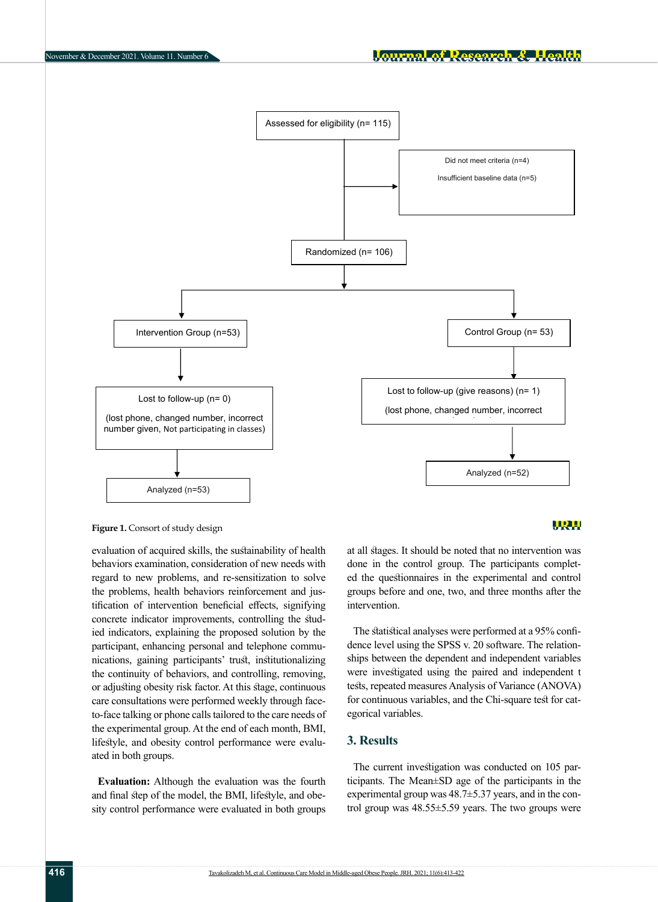Assessed for eligibility (n= 115)

Did not meet criteria (n=4)

Insufficient baseline data (n=5)

Randomized (n= 106)

Intervention Group (n=53)

Control Group (n= 53)

Lost to follow-up (n= 0)

(lost phone, changed number, incorrect number given, Not participating in classes)

Lost to follow-up (give reasons) (n= 1)

(lost phone, changed number, incorrect

Analyzed (n=53)

Analyzed (n=52)

**Figure 1.** Consort of study design

evaluation of acquired skills, the sustainability of health behaviors examination, consideration of new needs with regard to new problems, and re-sensitization to solve the problems, health behaviors reinforcement and justification of intervention beneficial effects, signifying concrete indicator improvements, controlling the studied indicators, explaining the proposed solution by the participant, enhancing personal and telephone communications, gaining participants' trust, institutionalizing the continuity of behaviors, and controlling, removing, or adjusting obesity risk factor. At this stage, continuous care consultations were performed weekly through face-to-face talking or phone calls tailored to the care needs of the experimental group. At the end of each month, BMI, lifestyle, and obesity control performance were evaluated in both groups.

**Evaluation:** Although the evaluation was the fourth and final step of the model, the BMI, lifestyle, and obesity control performance were evaluated in both groups at all stages. It should be noted that no intervention was done in the control group. The participants completed the questionnaires in the experimental and control groups before and one, two, and three months after the intervention.

The statistical analyses were performed at a 95% confidence level using the SPSS v. 20 software. The relationships between the dependent and independent variables were investigated using the paired and independent t tests, repeated measures Analysis of Variance (ANOVA) for continuous variables, and the Chi-square test for categorical variables.

## 3. Results

The current investigation was conducted on 105 participants. The Mean±SD age of the participants in the experimental group was 48.7±5.37 years, and in the control group was 48.55±5.59 years. The two groups were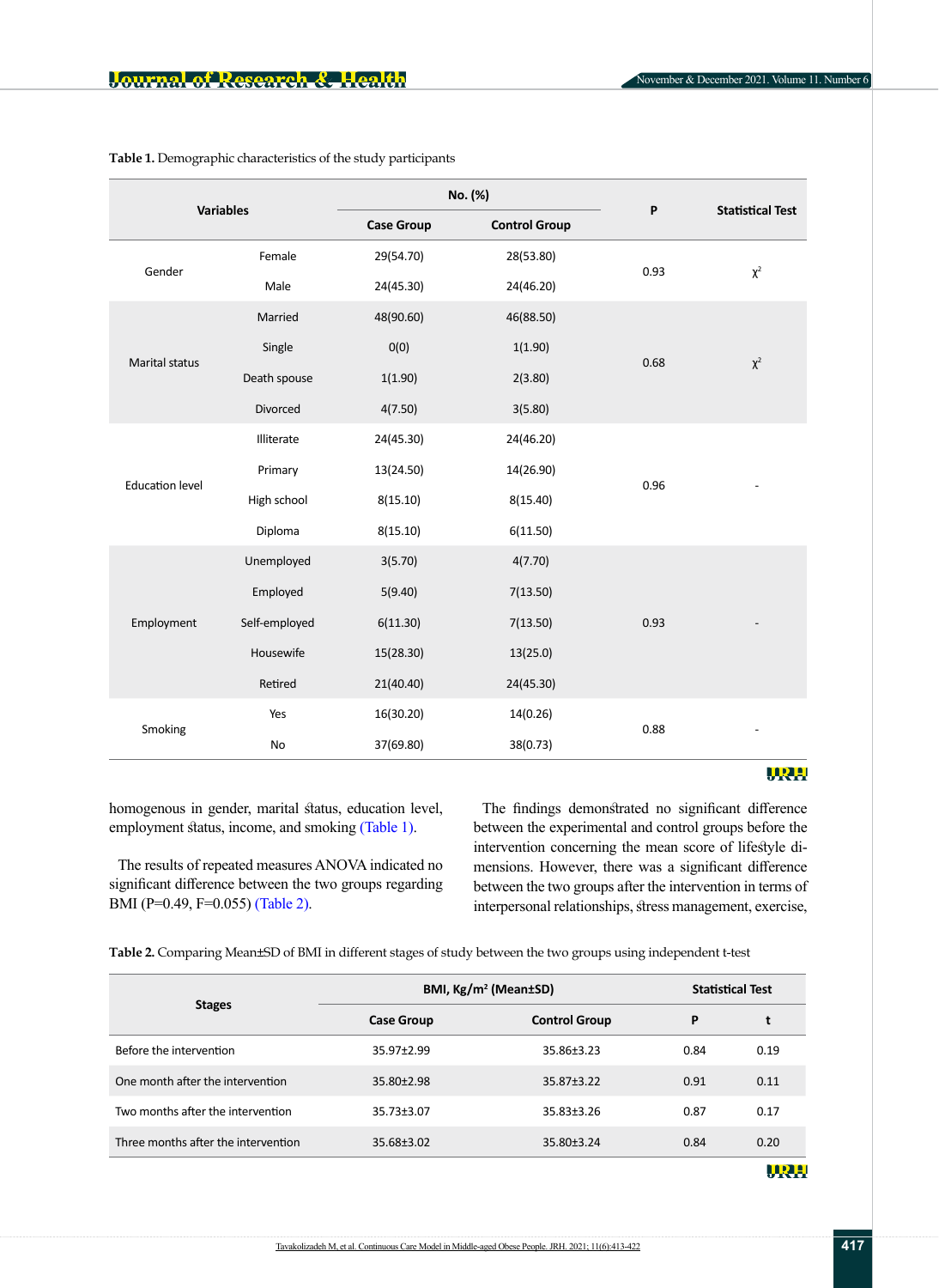**Table 1.** Demographic characteristics of the study participants

| Variables | | No. (%) | | P | Statistical Test |
|---|---|---|---|---|---|
| | | Case Group | Control Group | | |
| Gender | Female | 29(54.70) | 28(53.80) | 0.93 | $\chi^2$ |
| | Male | 24(45.30) | 24(46.20) | | |
| Marital status | Married | 48(90.60) | 46(88.50) | 0.68 | $\chi^2$ |
| | Single | 0(0) | 1(1.90) | | |
| | Death spouse | 1(1.90) | 2(3.80) | | |
| | Divorced | 4(7.50) | 3(5.80) | | |
| Education level | Illiterate | 24(45.30) | 24(46.20) | 0.96 | - |
| | Primary | 13(24.50) | 14(26.90) | | |
| | High school | 8(15.10) | 8(15.40) | | |
| | Diploma | 8(15.10) | 6(11.50) | | |
| Employment | Unemployed | 3(5.70) | 4(7.70) | 0.93 | - |
| | Employed | 5(9.40) | 7(13.50) | | |
| | Self-employed | 6(11.30) | 7(13.50) | | |
| | Housewife | 15(28.30) | 13(25.0) | | |
| | Retired | 21(40.40) | 24(45.30) | | |
| Smoking | Yes | 16(30.20) | 14(0.26) | 0.88 | - |
| | No | 37(69.80) | 38(0.73) | | |

homogenous in gender, marital status, education level, employment status, income, and smoking (Table 1).

The results of repeated measures ANOVA indicated no significant difference between the two groups regarding BMI (P=0.49, F=0.055) (Table 2).

The findings demonstrated no significant difference between the experimental and control groups before the intervention concerning the mean score of lifestyle dimensions. However, there was a significant difference between the two groups after the intervention in terms of interpersonal relationships, stress management, exercise,

**Table 2.** Comparing Mean±SD of BMI in different stages of study between the two groups using independent t-test

| Stages | BMI, Kg/m² (Mean±SD) | | Statistical Test | |
|---|---|---|---|---|
| | Case Group | Control Group | P | t |
| Before the intervention | 35.97±2.99 | 35.86±3.23 | 0.84 | 0.19 |
| One month after the intervention | 35.80±2.98 | 35.87±3.22 | 0.91 | 0.11 |
| Two months after the intervention | 35.73±3.07 | 35.83±3.26 | 0.87 | 0.17 |
| Three months after the intervention | 35.68±3.02 | 35.80±3.24 | 0.84 | 0.20 |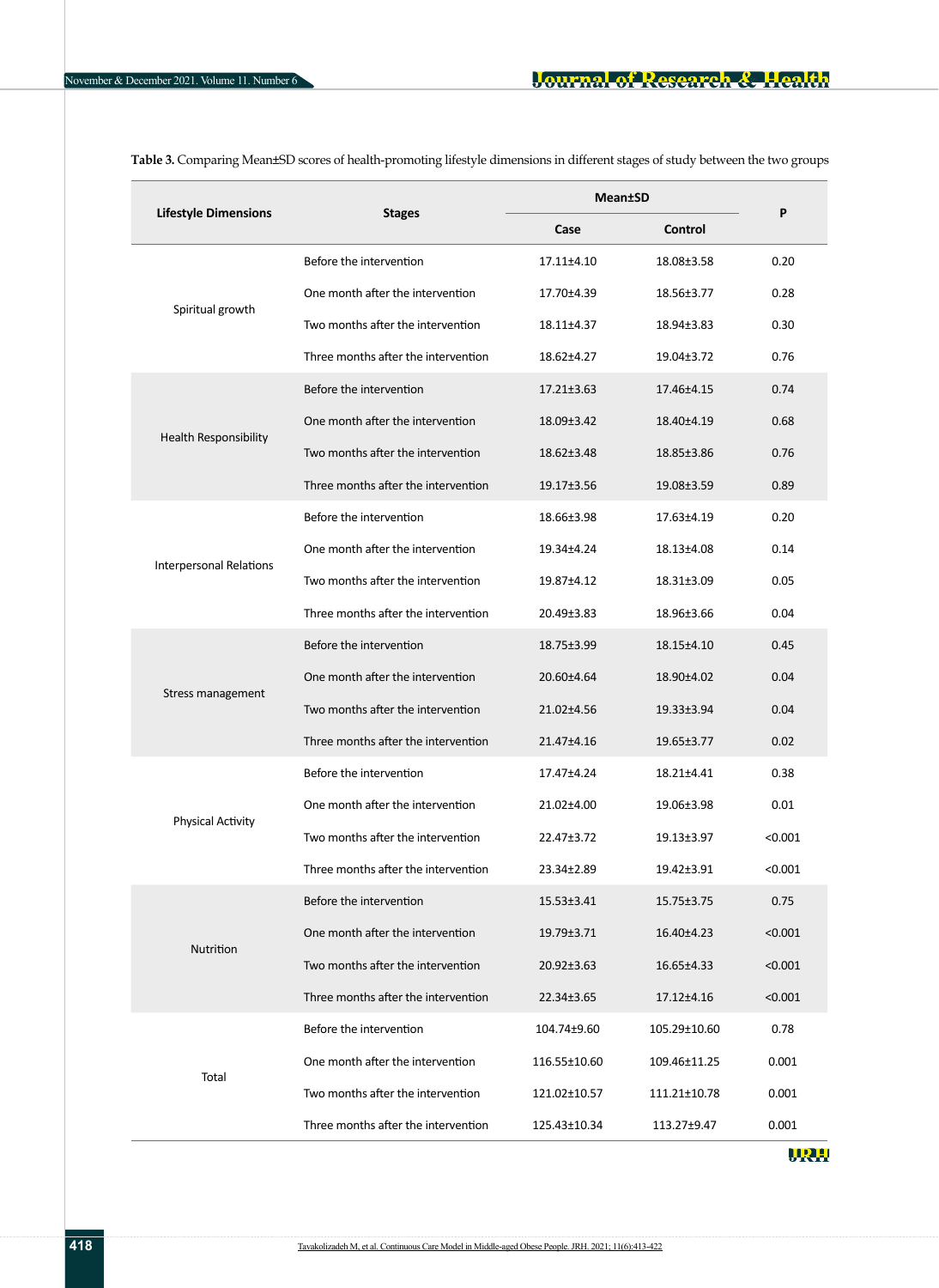**Table 3.** Comparing Mean±SD scores of health-promoting lifestyle dimensions in different stages of study between the two groups

| Lifestyle Dimensions | Stages | Mean±SD | | P |
|---|---|---|---|---|
| | | Case | Control | |
| Spiritual growth | Before the intervention | 17.11±4.10 | 18.08±3.58 | 0.20 |
| | One month after the intervention | 17.70±4.39 | 18.56±3.77 | 0.28 |
| | Two months after the intervention | 18.11±4.37 | 18.94±3.83 | 0.30 |
| | Three months after the intervention | 18.62±4.27 | 19.04±3.72 | 0.76 |
| Health Responsibility | Before the intervention | 17.21±3.63 | 17.46±4.15 | 0.74 |
| | One month after the intervention | 18.09±3.42 | 18.40±4.19 | 0.68 |
| | Two months after the intervention | 18.62±3.48 | 18.85±3.86 | 0.76 |
| | Three months after the intervention | 19.17±3.56 | 19.08±3.59 | 0.89 |
| Interpersonal Relations | Before the intervention | 18.66±3.98 | 17.63±4.19 | 0.20 |
| | One month after the intervention | 19.34±4.24 | 18.13±4.08 | 0.14 |
| | Two months after the intervention | 19.87±4.12 | 18.31±3.09 | 0.05 |
| | Three months after the intervention | 20.49±3.83 | 18.96±3.66 | 0.04 |
| Stress management | Before the intervention | 18.75±3.99 | 18.15±4.10 | 0.45 |
| | One month after the intervention | 20.60±4.64 | 18.90±4.02 | 0.04 |
| | Two months after the intervention | 21.02±4.56 | 19.33±3.94 | 0.04 |
| | Three months after the intervention | 21.47±4.16 | 19.65±3.77 | 0.02 |
| Physical Activity | Before the intervention | 17.47±4.24 | 18.21±4.41 | 0.38 |
| | One month after the intervention | 21.02±4.00 | 19.06±3.98 | 0.01 |
| | Two months after the intervention | 22.47±3.72 | 19.13±3.97 | <0.001 |
| | Three months after the intervention | 23.34±2.89 | 19.42±3.91 | <0.001 |
| Nutrition | Before the intervention | 15.53±3.41 | 15.75±3.75 | 0.75 |
| | One month after the intervention | 19.79±3.71 | 16.40±4.23 | <0.001 |
| | Two months after the intervention | 20.92±3.63 | 16.65±4.33 | <0.001 |
| | Three months after the intervention | 22.34±3.65 | 17.12±4.16 | <0.001 |
| Total | Before the intervention | 104.74±9.60 | 105.29±10.60 | 0.78 |
| | One month after the intervention | 116.55±10.60 | 109.46±11.25 | 0.001 |
| | Two months after the intervention | 121.02±10.57 | 111.21±10.78 | 0.001 |
| | Three months after the intervention | 125.43±10.34 | 113.27±9.47 | 0.001 |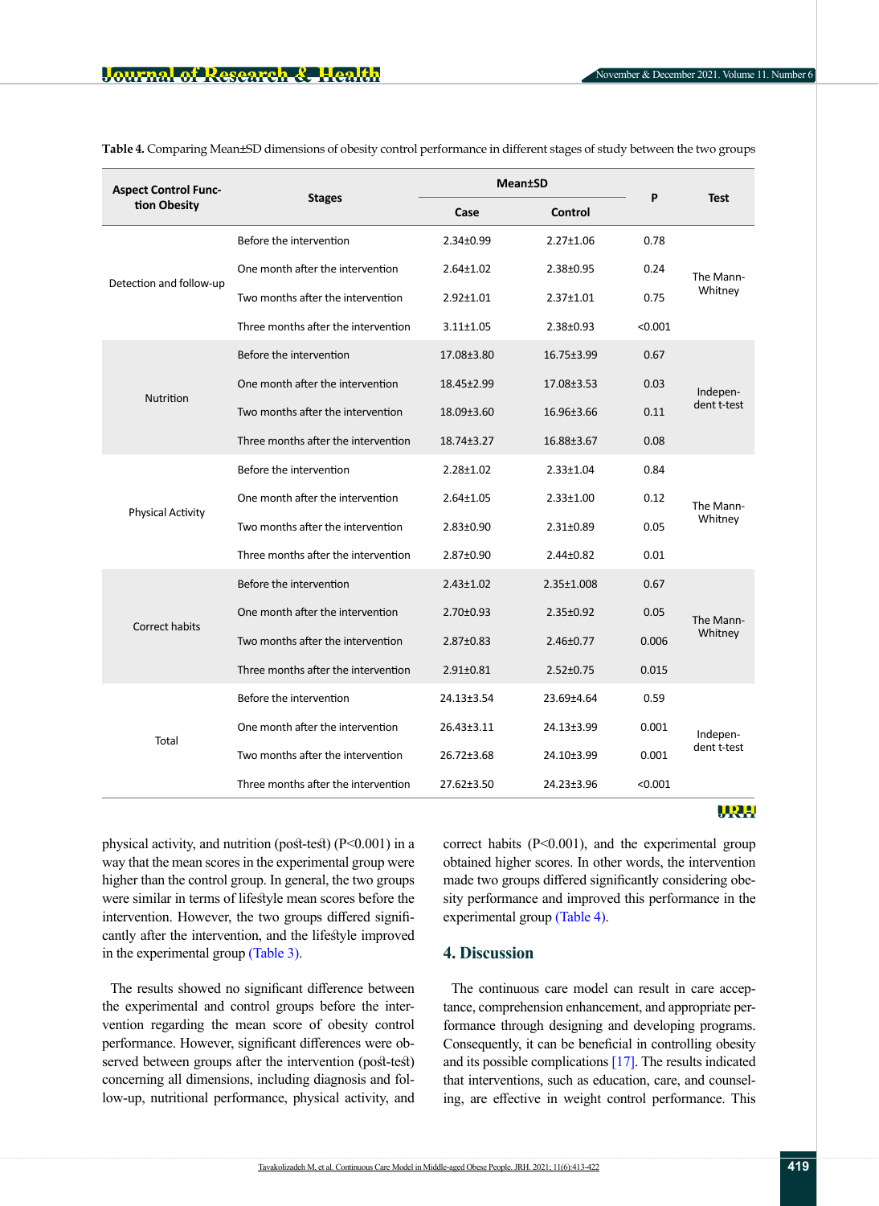**Table 4.** Comparing Mean±SD dimensions of obesity control performance in different stages of study between the two groups

| Aspect Control Function Obesity | Stages | Mean±SD | | P | Test |
|---|---|---|---|---|---|
| | | Case | Control | | |
| Detection and follow-up | Before the intervention | 2.34±0.99 | 2.27±1.06 | 0.78 | The Mann-Whitney |
| | One month after the intervention | 2.64±1.02 | 2.38±0.95 | 0.24 | |
| | Two months after the intervention | 2.92±1.01 | 2.37±1.01 | 0.75 | |
| | Three months after the intervention | 3.11±1.05 | 2.38±0.93 | <0.001 | |
| Nutrition | Before the intervention | 17.08±3.80 | 16.75±3.99 | 0.67 | Independent t-test |
| | One month after the intervention | 18.45±2.99 | 17.08±3.53 | 0.03 | |
| | Two months after the intervention | 18.09±3.60 | 16.96±3.66 | 0.11 | |
| | Three months after the intervention | 18.74±3.27 | 16.88±3.67 | 0.08 | |
| Physical Activity | Before the intervention | 2.28±1.02 | 2.33±1.04 | 0.84 | The Mann-Whitney |
| | One month after the intervention | 2.64±1.05 | 2.33±1.00 | 0.12 | |
| | Two months after the intervention | 2.83±0.90 | 2.31±0.89 | 0.05 | |
| | Three months after the intervention | 2.87±0.90 | 2.44±0.82 | 0.01 | |
| Correct habits | Before the intervention | 2.43±1.02 | 2.35±1.008 | 0.67 | The Mann-Whitney |
| | One month after the intervention | 2.70±0.93 | 2.35±0.92 | 0.05 | |
| | Two months after the intervention | 2.87±0.83 | 2.46±0.77 | 0.006 | |
| | Three months after the intervention | 2.91±0.81 | 2.52±0.75 | 0.015 | |
| Total | Before the intervention | 24.13±3.54 | 23.69±4.64 | 0.59 | Independent t-test |
| | One month after the intervention | 26.43±3.11 | 24.13±3.99 | 0.001 | |
| | Two months after the intervention | 26.72±3.68 | 24.10±3.99 | 0.001 | |
| | Three months after the intervention | 27.62±3.50 | 24.23±3.96 | <0.001 | |

physical activity, and nutrition (post-test) (P<0.001) in a way that the mean scores in the experimental group were higher than the control group. In general, the two groups were similar in terms of lifestyle mean scores before the intervention. However, the two groups differed significantly after the intervention, and the lifestyle improved in the experimental group (Table 3).

The results showed no significant difference between the experimental and control groups before the intervention regarding the mean score of obesity control performance. However, significant differences were observed between groups after the intervention (post-test) concerning all dimensions, including diagnosis and follow-up, nutritional performance, physical activity, and correct habits (P<0.001), and the experimental group obtained higher scores. In other words, the intervention made two groups differed significantly considering obesity performance and improved this performance in the experimental group (Table 4).

## 4. Discussion

The continuous care model can result in care acceptance, comprehension enhancement, and appropriate performance through designing and developing programs. Consequently, it can be beneficial in controlling obesity and its possible complications [17]. The results indicated that interventions, such as education, care, and counseling, are effective in weight control performance. This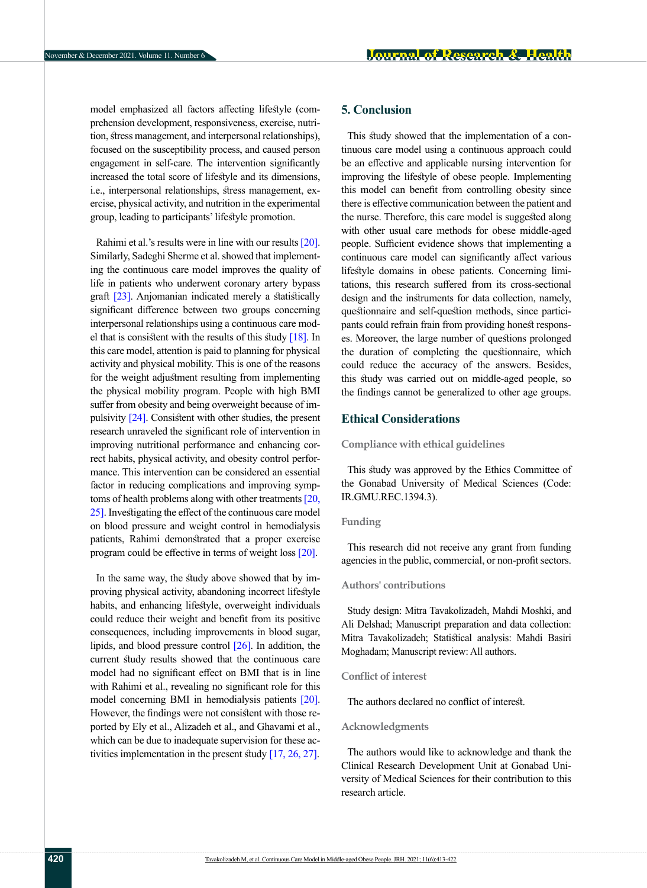model emphasized all factors affecting lifestyle (comprehension development, responsiveness, exercise, nutrition, stress management, and interpersonal relationships), focused on the susceptibility process, and caused person engagement in self-care. The intervention significantly increased the total score of lifestyle and its dimensions, i.e., interpersonal relationships, stress management, exercise, physical activity, and nutrition in the experimental group, leading to participants' lifestyle promotion.

Rahimi et al.'s results were in line with our results [20]. Similarly, Sadeghi Sherme et al. showed that implementing the continuous care model improves the quality of life in patients who underwent coronary artery bypass graft [23]. Anjomanian indicated merely a statistically significant difference between two groups concerning interpersonal relationships using a continuous care model that is consistent with the results of this study [18]. In this care model, attention is paid to planning for physical activity and physical mobility. This is one of the reasons for the weight adjustment resulting from implementing the physical mobility program. People with high BMI suffer from obesity and being overweight because of impulsivity [24]. Consistent with other studies, the present research unraveled the significant role of intervention in improving nutritional performance and enhancing correct habits, physical activity, and obesity control performance. This intervention can be considered an essential factor in reducing complications and improving symptoms of health problems along with other treatments [20, 25]. Investigating the effect of the continuous care model on blood pressure and weight control in hemodialysis patients, Rahimi demonstrated that a proper exercise program could be effective in terms of weight loss [20].

In the same way, the study above showed that by improving physical activity, abandoning incorrect lifestyle habits, and enhancing lifestyle, overweight individuals could reduce their weight and benefit from its positive consequences, including improvements in blood sugar, lipids, and blood pressure control [26]. In addition, the current study results showed that the continuous care model had no significant effect on BMI that is in line with Rahimi et al., revealing no significant role for this model concerning BMI in hemodialysis patients [20]. However, the findings were not consistent with those reported by Ely et al., Alizadeh et al., and Ghavami et al., which can be due to inadequate supervision for these activities implementation in the present study [17, 26, 27].

## 5. Conclusion

This study showed that the implementation of a continuous care model using a continuous approach could be an effective and applicable nursing intervention for improving the lifestyle of obese people. Implementing this model can benefit from controlling obesity since there is effective communication between the patient and the nurse. Therefore, this care model is suggested along with other usual care methods for obese middle-aged people. Sufficient evidence shows that implementing a continuous care model can significantly affect various lifestyle domains in obese patients. Concerning limitations, this research suffered from its cross-sectional design and the instruments for data collection, namely, questionnaire and self-question methods, since participants could refrain frain from providing honest responses. Moreover, the large number of questions prolonged the duration of completing the questionnaire, which could reduce the accuracy of the answers. Besides, this study was carried out on middle-aged people, so the findings cannot be generalized to other age groups.

## Ethical Considerations

### Compliance with ethical guidelines

This study was approved by the Ethics Committee of the Gonabad University of Medical Sciences (Code: IR.GMU.REC.1394.3).

### Funding

This research did not receive any grant from funding agencies in the public, commercial, or non-profit sectors.

### Authors' contributions

Study design: Mitra Tavakolizadeh, Mahdi Moshki, and Ali Delshad; Manuscript preparation and data collection: Mitra Tavakolizadeh; Statistical analysis: Mahdi Basiri Moghadam; Manuscript review: All authors.

### Conflict of interest

The authors declared no conflict of interest.

### Acknowledgments

The authors would like to acknowledge and thank the Clinical Research Development Unit at Gonabad University of Medical Sciences for their contribution to this research article.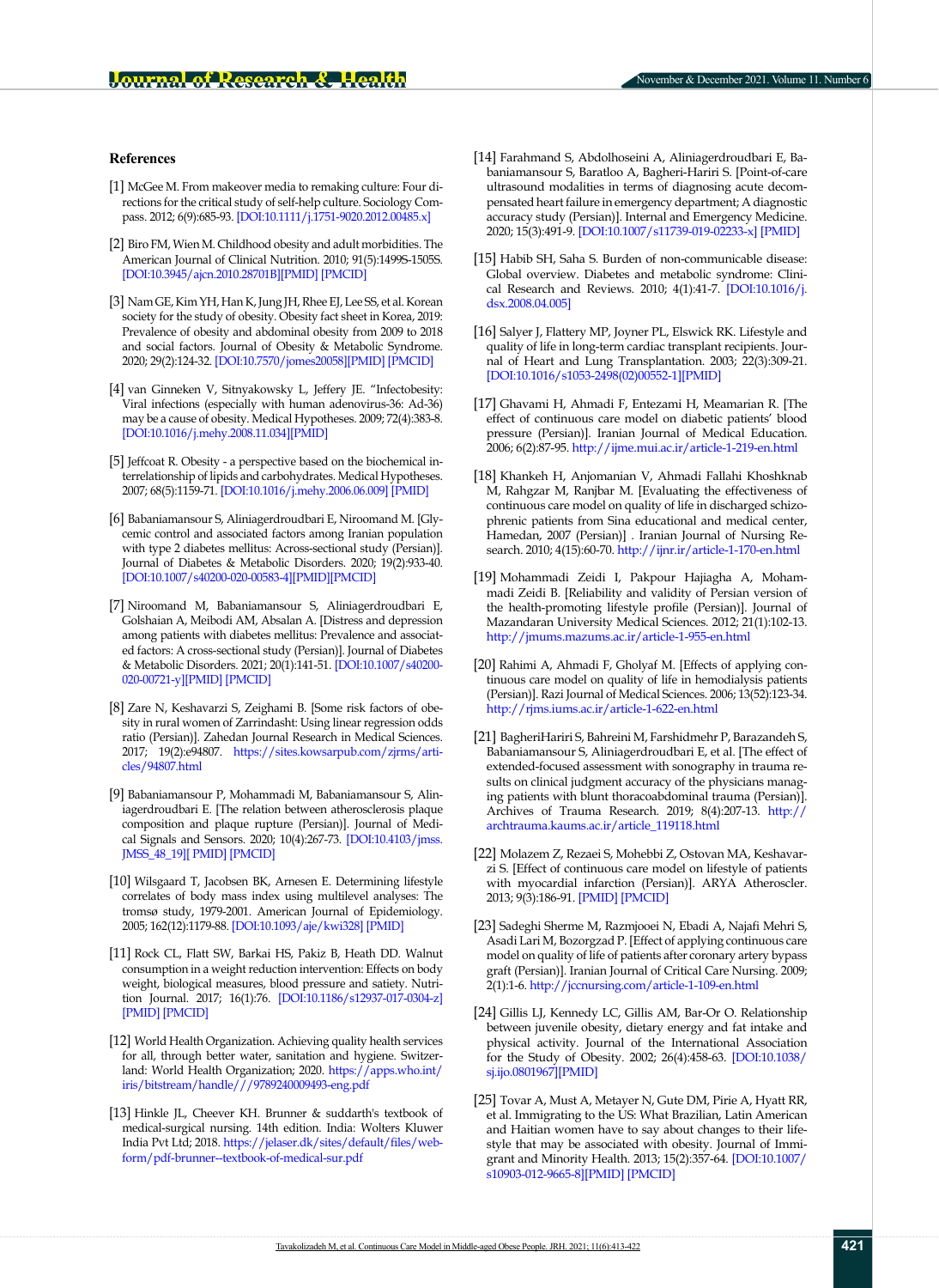## References

[1] McGee M. From makeover media to remaking culture: Four directions for the critical study of self-help culture. Sociology Compass. 2012; 6(9):685-93. [DOI:10.1111/j.1751-9020.2012.00485.x]

[2] Biro FM, Wien M. Childhood obesity and adult morbidities. The American Journal of Clinical Nutrition. 2010; 91(5):1499S-1505S. [DOI:10.3945/ajcn.2010.28701B][PMID] [PMCID]

[3] Nam GE, Kim YH, Han K, Jung JH, Rhee EJ, Lee SS, et al. Korean society for the study of obesity. Obesity fact sheet in Korea, 2019: Prevalence of obesity and abdominal obesity from 2009 to 2018 and social factors. Journal of Obesity & Metabolic Syndrome. 2020; 29(2):124-32. [DOI:10.7570/jomes20058][PMID] [PMCID]

[4] van Ginneken V, Sitnyakowsky L, Jeffery JE. "Infectobesity: Viral infections (especially with human adenovirus-36: Ad-36) may be a cause of obesity. Medical Hypotheses. 2009; 72(4):383-8. [DOI:10.1016/j.mehy.2008.11.034][PMID]

[5] Jeffcoat R. Obesity - a perspective based on the biochemical interrelationship of lipids and carbohydrates. Medical Hypotheses. 2007; 68(5):1159-71. [DOI:10.1016/j.mehy.2006.06.009] [PMID]

[6] Babaniamansour S, Aliniagerdroudbari E, Niroomand M. [Glycemic control and associated factors among Iranian population with type 2 diabetes mellitus: Across-sectional study (Persian)]. Journal of Diabetes & Metabolic Disorders. 2020; 19(2):933-40. [DOI:10.1007/s40200-020-00583-4][PMID][PMCID]

[7] Niroomand M, Babaniamansour S, Aliniagerdroudbari E, Golshaian A, Meibodi AM, Absalan A. [Distress and depression among patients with diabetes mellitus: Prevalence and associated factors: A cross-sectional study (Persian)]. Journal of Diabetes & Metabolic Disorders. 2021; 20(1):141-51. [DOI:10.1007/s40200-020-00721-y][PMID] [PMCID]

[8] Zare N, Keshavarzi S, Zeighami B. [Some risk factors of obesity in rural women of Zarrindasht: Using linear regression odds ratio (Persian)]. Zahedan Journal Research in Medical Sciences. 2017; 19(2):e94807. https://sites.kowsarpub.com/zjrms/articles/94807.html

[9] Babaniamansour P, Mohammadi M, Babaniamansour S, Aliniagerdroudbari E. [The relation between atherosclerosis plaque composition and plaque rupture (Persian)]. Journal of Medical Signals and Sensors. 2020; 10(4):267-73. [DOI:10.4103/jmss.JMSS_48_19][ PMID] [PMCID]

[10] Wilsgaard T, Jacobsen BK, Arnesen E. Determining lifestyle correlates of body mass index using multilevel analyses: The tromsø study, 1979-2001. American Journal of Epidemiology. 2005; 162(12):1179-88. [DOI:10.1093/aje/kwi328] [PMID]

[11] Rock CL, Flatt SW, Barkai HS, Pakiz B, Heath DD. Walnut consumption in a weight reduction intervention: Effects on body weight, biological measures, blood pressure and satiety. Nutrition Journal. 2017; 16(1):76. [DOI:10.1186/s12937-017-0304-z] [PMID] [PMCID]

[12] World Health Organization. Achieving quality health services for all, through better water, sanitation and hygiene. Switzerland: World Health Organization; 2020. https://apps.who.int/iris/bitstream/handle///9789240009493-eng.pdf

[13] Hinkle JL, Cheever KH. Brunner & suddarth's textbook of medical-surgical nursing. 14th edition. India: Wolters Kluwer India Pvt Ltd; 2018. https://jelaser.dk/sites/default/files/webform/pdf-brunner--textbook-of-medical-sur.pdf

[14] Farahmand S, Abdolhoseini A, Aliniagerdroudbari E, Babaniamansour S, Baratloo A, Bagheri-Hariri S. [Point-of-care ultrasound modalities in terms of diagnosing acute decompensated heart failure in emergency department; A diagnostic accuracy study (Persian)]. Internal and Emergency Medicine. 2020; 15(3):491-9. [DOI:10.1007/s11739-019-02233-x] [PMID]

[15] Habib SH, Saha S. Burden of non-communicable disease: Global overview. Diabetes and metabolic syndrome: Clinical Research and Reviews. 2010; 4(1):41-7. [DOI:10.1016/j.dsx.2008.04.005]

[16] Salyer J, Flattery MP, Joyner PL, Elswick RK. Lifestyle and quality of life in long-term cardiac transplant recipients. Journal of Heart and Lung Transplantation. 2003; 22(3):309-21. [DOI:10.1016/s1053-2498(02)00552-1][PMID]

[17] Ghavami H, Ahmadi F, Entezami H, Meamarian R. [The effect of continuous care model on diabetic patients' blood pressure (Persian)]. Iranian Journal of Medical Education. 2006; 6(2):87-95. http://ijme.mui.ac.ir/article-1-219-en.html

[18] Khankeh H, Anjomanian V, Ahmadi Fallahi Khoshknab M, Rahgzar M, Ranjbar M. [Evaluating the effectiveness of continuous care model on quality of life in discharged schizophrenic patients from Sina educational and medical center, Hamedan, 2007 (Persian)] . Iranian Journal of Nursing Research. 2010; 4(15):60-70. http://ijnr.ir/article-1-170-en.html

[19] Mohammadi Zeidi I, Pakpour Hajiagha A, Mohammadi Zeidi B. [Reliability and validity of Persian version of the health-promoting lifestyle profile (Persian)]. Journal of Mazandaran University Medical Sciences. 2012; 21(1):102-13. http://jmums.mazums.ac.ir/article-1-955-en.html

[20] Rahimi A, Ahmadi F, Gholyaf M. [Effects of applying continuous care model on quality of life in hemodialysis patients (Persian)]. Razi Journal of Medical Sciences. 2006; 13(52):123-34. http://rjms.iums.ac.ir/article-1-622-en.html

[21] BagheriHariri S, Bahreini M, Farshidmehr P, Barazandeh S, Babaniamansour S, Aliniagerdroudbari E, et al. [The effect of extended-focused assessment with sonography in trauma results on clinical judgment accuracy of the physicians managing patients with blunt thoracoabdominal trauma (Persian)]. Archives of Trauma Research. 2019; 8(4):207-13. http://archtrauma.kaums.ac.ir/article_119118.html

[22] Molazem Z, Rezaei S, Mohebbi Z, Ostovan MA, Keshavarzi S. [Effect of continuous care model on lifestyle of patients with myocardial infarction (Persian)]. ARYA Atheroscler. 2013; 9(3):186-91. [PMID] [PMCID]

[23] Sadeghi Sherme M, Razmjooei N, Ebadi A, Najafi Mehri S, Asadi Lari M, Bozorgzad P. [Effect of applying continuous care model on quality of life of patients after coronary artery bypass graft (Persian)]. Iranian Journal of Critical Care Nursing. 2009; 2(1):1-6. http://jccnursing.com/article-1-109-en.html

[24] Gillis LJ, Kennedy LC, Gillis AM, Bar-Or O. Relationship between juvenile obesity, dietary energy and fat intake and physical activity. Journal of the International Association for the Study of Obesity. 2002; 26(4):458-63. [DOI:10.1038/sj.ijo.0801967][PMID]

[25] Tovar A, Must A, Metayer N, Gute DM, Pirie A, Hyatt RR, et al. Immigrating to the US: What Brazilian, Latin American and Haitian women have to say about changes to their lifestyle that may be associated with obesity. Journal of Immigrant and Minority Health. 2013; 15(2):357-64. [DOI:10.1007/s10903-012-9665-8][PMID] [PMCID]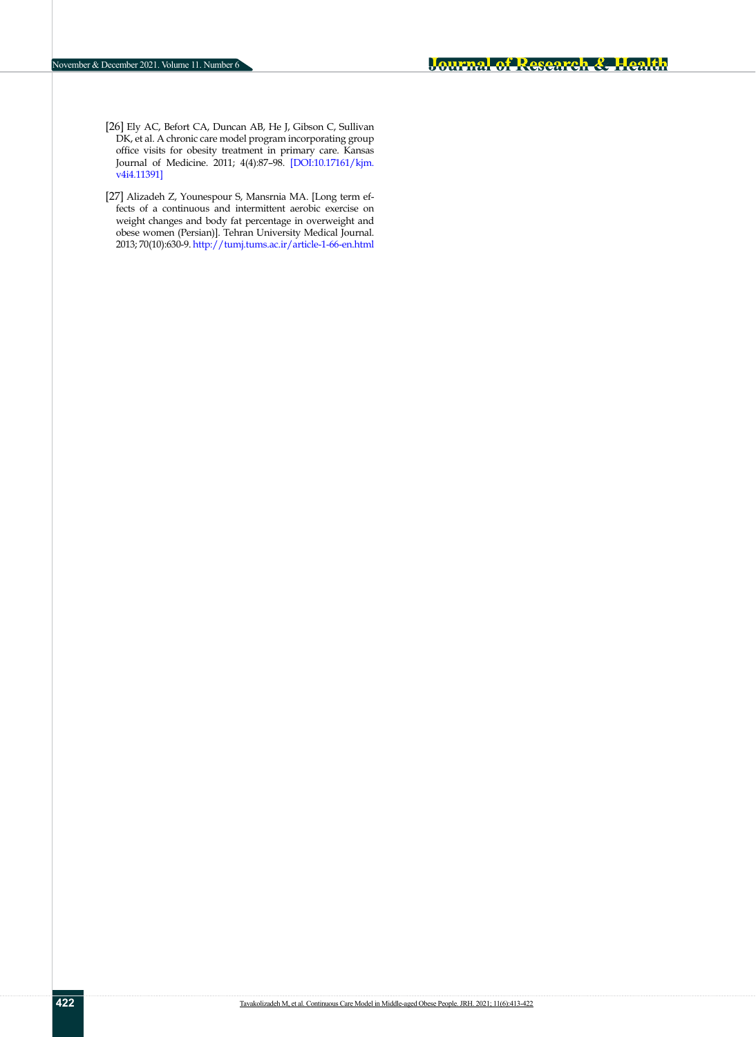[26] Ely AC, Befort CA, Duncan AB, He J, Gibson C, Sullivan DK, et al. A chronic care model program incorporating group office visits for obesity treatment in primary care. Kansas Journal of Medicine. 2011; 4(4):87–98. [DOI:10.17161/kjm.v4i4.11391]

[27] Alizadeh Z, Younespour S, Mansrnia MA. [Long term effects of a continuous and intermittent aerobic exercise on weight changes and body fat percentage in overweight and obese women (Persian)]. Tehran University Medical Journal. 2013; 70(10):630-9. http://tumj.tums.ac.ir/article-1-66-en.html